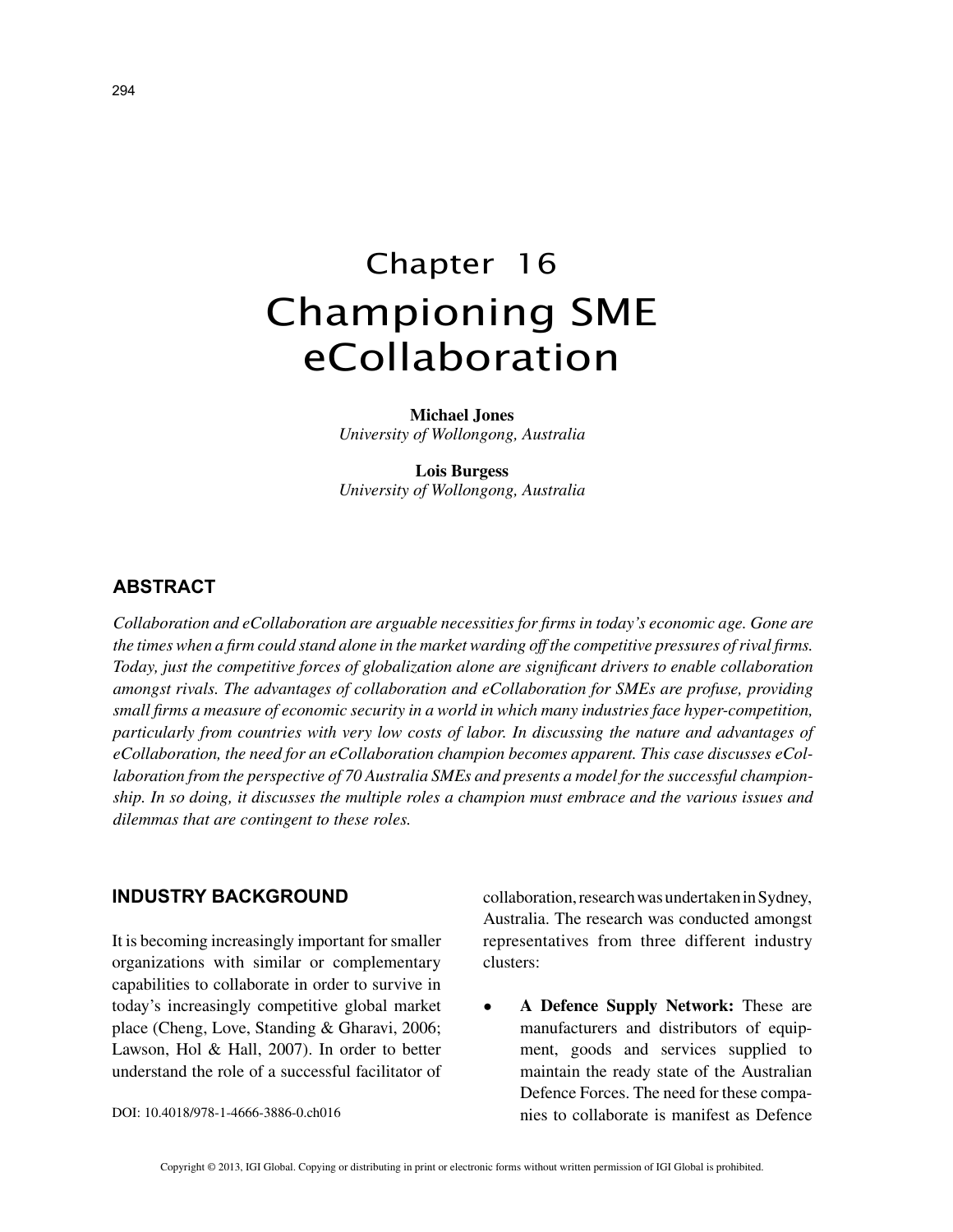# Chapter 16
# Championing SME eCollaboration

**Michael Jones**
*University of Wollongong, Australia*

**Lois Burgess**
*University of Wollongong, Australia*

## ABSTRACT

*Collaboration and eCollaboration are arguable necessities for firms in today's economic age. Gone are the times when a firm could stand alone in the market warding off the competitive pressures of rival firms. Today, just the competitive forces of globalization alone are significant drivers to enable collaboration amongst rivals. The advantages of collaboration and eCollaboration for SMEs are profuse, providing small firms a measure of economic security in a world in which many industries face hyper-competition, particularly from countries with very low costs of labor. In discussing the nature and advantages of eCollaboration, the need for an eCollaboration champion becomes apparent. This case discusses eCollaboration from the perspective of 70 Australia SMEs and presents a model for the successful championship. In so doing, it discusses the multiple roles a champion must embrace and the various issues and dilemmas that are contingent to these roles.*

## INDUSTRY BACKGROUND

It is becoming increasingly important for smaller organizations with similar or complementary capabilities to collaborate in order to survive in today's increasingly competitive global market place (Cheng, Love, Standing & Gharavi, 2006; Lawson, Hol & Hall, 2007). In order to better understand the role of a successful facilitator of collaboration, research was undertaken in Sydney, Australia. The research was conducted amongst representatives from three different industry clusters:

- **A Defence Supply Network:** These are manufacturers and distributors of equipment, goods and services supplied to maintain the ready state of the Australian Defence Forces. The need for these companies to collaborate is manifest as Defence

DOI: 10.4018/978-1-4666-3886-0.ch016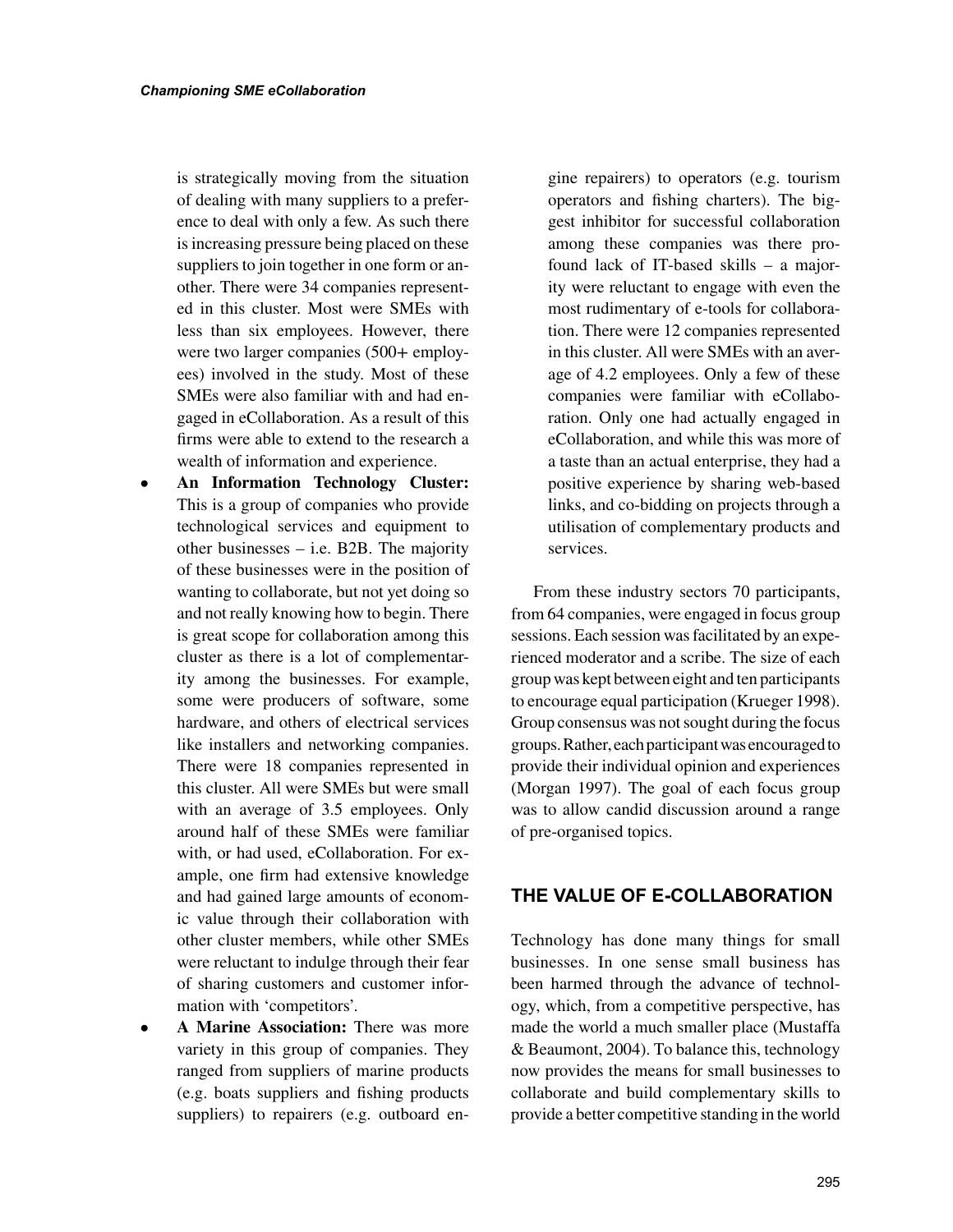is strategically moving from the situation of dealing with many suppliers to a preference to deal with only a few. As such there is increasing pressure being placed on these suppliers to join together in one form or another. There were 34 companies represented in this cluster. Most were SMEs with less than six employees. However, there were two larger companies (500+ employees) involved in the study. Most of these SMEs were also familiar with and had engaged in eCollaboration. As a result of this firms were able to extend to the research a wealth of information and experience.

- **An Information Technology Cluster:** This is a group of companies who provide technological services and equipment to other businesses – i.e. B2B. The majority of these businesses were in the position of wanting to collaborate, but not yet doing so and not really knowing how to begin. There is great scope for collaboration among this cluster as there is a lot of complementarity among the businesses. For example, some were producers of software, some hardware, and others of electrical services like installers and networking companies. There were 18 companies represented in this cluster. All were SMEs but were small with an average of 3.5 employees. Only around half of these SMEs were familiar with, or had used, eCollaboration. For example, one firm had extensive knowledge and had gained large amounts of economic value through their collaboration with other cluster members, while other SMEs were reluctant to indulge through their fear of sharing customers and customer information with 'competitors'.
- **A Marine Association:** There was more variety in this group of companies. They ranged from suppliers of marine products (e.g. boats suppliers and fishing products suppliers) to repairers (e.g. outboard engine repairers) to operators (e.g. tourism operators and fishing charters). The biggest inhibitor for successful collaboration among these companies was there profound lack of IT-based skills – a majority were reluctant to engage with even the most rudimentary of e-tools for collaboration. There were 12 companies represented in this cluster. All were SMEs with an average of 4.2 employees. Only a few of these companies were familiar with eCollaboration. Only one had actually engaged in eCollaboration, and while this was more of a taste than an actual enterprise, they had a positive experience by sharing web-based links, and co-bidding on projects through a utilisation of complementary products and services.

From these industry sectors 70 participants, from 64 companies, were engaged in focus group sessions. Each session was facilitated by an experienced moderator and a scribe. The size of each group was kept between eight and ten participants to encourage equal participation (Krueger 1998). Group consensus was not sought during the focus groups. Rather, each participant was encouraged to provide their individual opinion and experiences (Morgan 1997). The goal of each focus group was to allow candid discussion around a range of pre-organised topics.

## THE VALUE OF E-COLLABORATION

Technology has done many things for small businesses. In one sense small business has been harmed through the advance of technology, which, from a competitive perspective, has made the world a much smaller place (Mustaffa & Beaumont, 2004). To balance this, technology now provides the means for small businesses to collaborate and build complementary skills to provide a better competitive standing in the world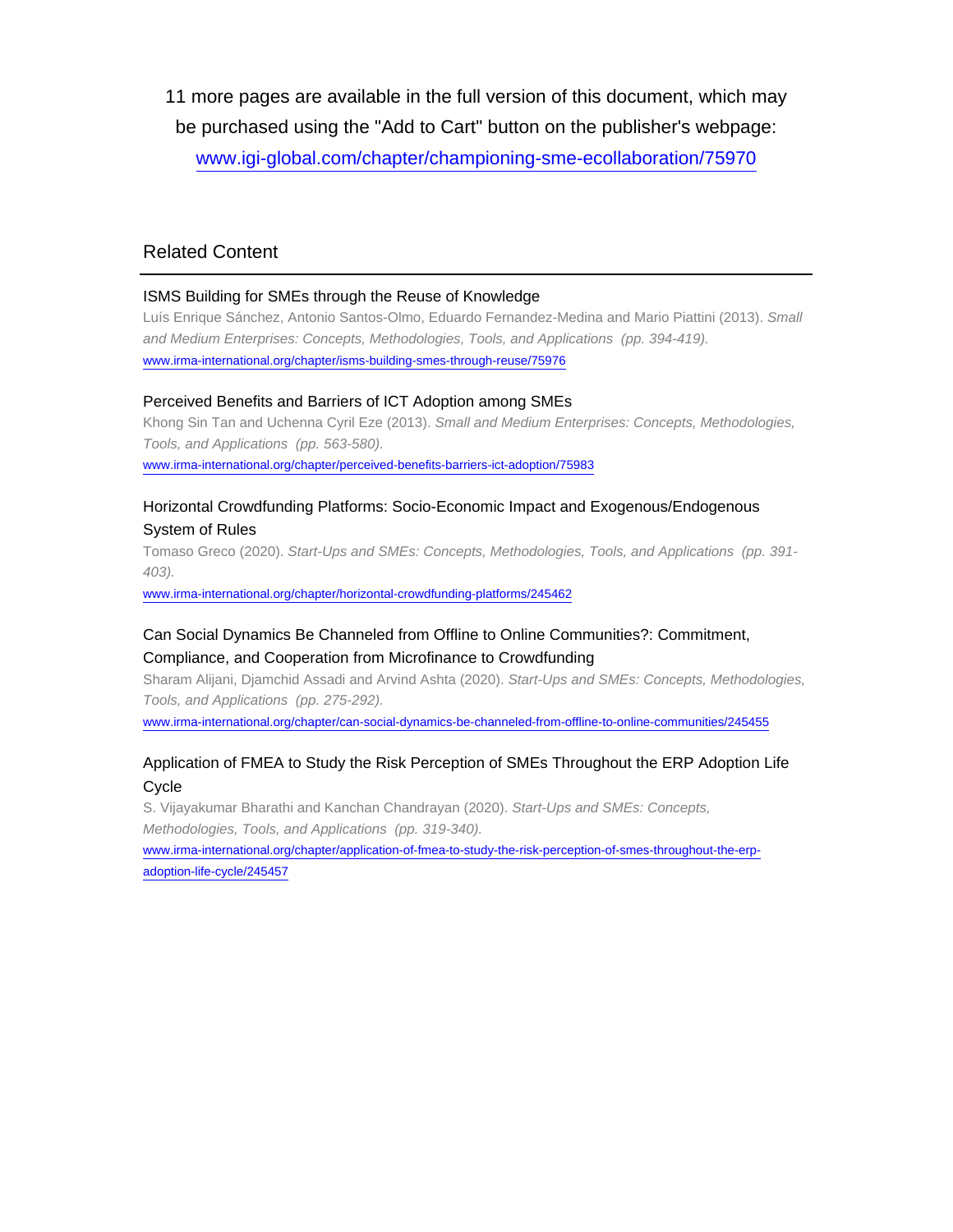11 more pages are available in the full version of this document, which may be purchased using the "Add to Cart" button on the publisher's webpage: [www.igi-global.com/chapter/championing-sme-ecollaboration/75970](www.igi-global.com/chapter/championing-sme-ecollaboration/75970)

## Related Content

**ISMS Building for SMEs through the Reuse of Knowledge**

Luís Enrique Sánchez, Antonio Santos-Olmo, Eduardo Fernandez-Medina and Mario Piattini (2013). *Small and Medium Enterprises: Concepts, Methodologies, Tools, and Applications (pp. 394-419).*

[www.irma-international.org/chapter/isms-building-smes-through-reuse/75976](www.irma-international.org/chapter/isms-building-smes-through-reuse/75976)

**Perceived Benefits and Barriers of ICT Adoption among SMEs**

Khong Sin Tan and Uchenna Cyril Eze (2013). *Small and Medium Enterprises: Concepts, Methodologies, Tools, and Applications (pp. 563-580).*

[www.irma-international.org/chapter/perceived-benefits-barriers-ict-adoption/75983](www.irma-international.org/chapter/perceived-benefits-barriers-ict-adoption/75983)

**Horizontal Crowdfunding Platforms: Socio-Economic Impact and Exogenous/Endogenous System of Rules**

Tomaso Greco (2020). *Start-Ups and SMEs: Concepts, Methodologies, Tools, and Applications (pp. 391-403).*

[www.irma-international.org/chapter/horizontal-crowdfunding-platforms/245462](www.irma-international.org/chapter/horizontal-crowdfunding-platforms/245462)

**Can Social Dynamics Be Channeled from Offline to Online Communities?: Commitment, Compliance, and Cooperation from Microfinance to Crowdfunding**

Sharam Alijani, Djamchid Assadi and Arvind Ashta (2020). *Start-Ups and SMEs: Concepts, Methodologies, Tools, and Applications (pp. 275-292).*

[www.irma-international.org/chapter/can-social-dynamics-be-channeled-from-offline-to-online-communities/245455](www.irma-international.org/chapter/can-social-dynamics-be-channeled-from-offline-to-online-communities/245455)

**Application of FMEA to Study the Risk Perception of SMEs Throughout the ERP Adoption Life Cycle**

S. Vijayakumar Bharathi and Kanchan Chandrayan (2020). *Start-Ups and SMEs: Concepts, Methodologies, Tools, and Applications (pp. 319-340).*

[www.irma-international.org/chapter/application-of-fmea-to-study-the-risk-perception-of-smes-throughout-the-erp-adoption-life-cycle/245457](www.irma-international.org/chapter/application-of-fmea-to-study-the-risk-perception-of-smes-throughout-the-erp-adoption-life-cycle/245457)